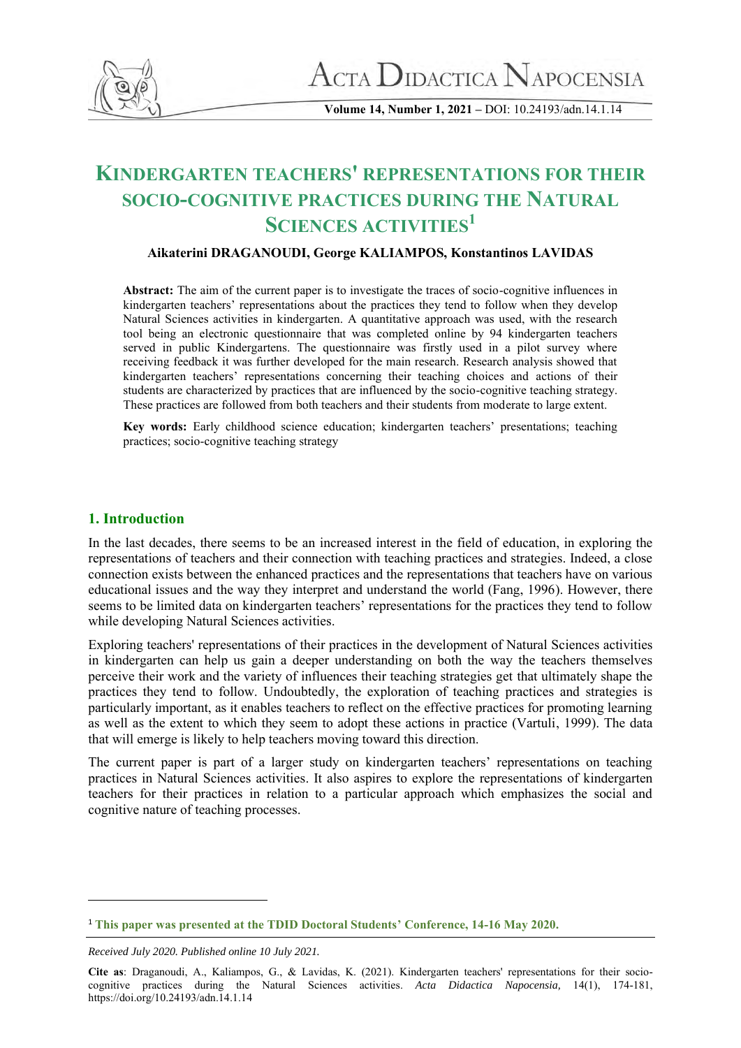# KINDERGARTEN TEACHERS' REPRESENTATIONS FOR THEIR SOCIO-COGNITIVE PRACTICES DURING THE NATURAL SCIENCES ACTIVITIES[1]

**Aikaterini DRAGANOUDI, George KALIAMPOS, Konstantinos LAVIDAS**

**Abstract:** The aim of the current paper is to investigate the traces of socio-cognitive influences in kindergarten teachers' representations about the practices they tend to follow when they develop Natural Sciences activities in kindergarten. A quantitative approach was used, with the research tool being an electronic questionnaire that was completed online by 94 kindergarten teachers served in public Kindergartens. The questionnaire was firstly used in a pilot survey where receiving feedback it was further developed for the main research. Research analysis showed that kindergarten teachers' representations concerning their teaching choices and actions of their students are characterized by practices that are influenced by the socio-cognitive teaching strategy. These practices are followed from both teachers and their students from moderate to large extent.

**Key words:** Early childhood science education; kindergarten teachers' presentations; teaching practices; socio-cognitive teaching strategy

## 1. Introduction

In the last decades, there seems to be an increased interest in the field of education, in exploring the representations of teachers and their connection with teaching practices and strategies. Indeed, a close connection exists between the enhanced practices and the representations that teachers have on various educational issues and the way they interpret and understand the world (Fang, 1996). However, there seems to be limited data on kindergarten teachers' representations for the practices they tend to follow while developing Natural Sciences activities.

Exploring teachers' representations of their practices in the development of Natural Sciences activities in kindergarten can help us gain a deeper understanding on both the way the teachers themselves perceive their work and the variety of influences their teaching strategies get that ultimately shape the practices they tend to follow. Undoubtedly, the exploration of teaching practices and strategies is particularly important, as it enables teachers to reflect on the effective practices for promoting learning as well as the extent to which they seem to adopt these actions in practice (Vartuli, 1999). The data that will emerge is likely to help teachers moving toward this direction.

The current paper is part of a larger study on kindergarten teachers' representations on teaching practices in Natural Sciences activities. It also aspires to explore the representations of kindergarten teachers for their practices in relation to a particular approach which emphasizes the social and cognitive nature of teaching processes.

---

[1] **This paper was presented at the TDID Doctoral Students' Conference, 14-16 May 2020.**

*Received July 2020. Published online 10 July 2021.*

**Cite as**: Draganoudi, A., Kaliampos, G., & Lavidas, K. (2021). Kindergarten teachers' representations for their socio-cognitive practices during the Natural Sciences activities. *Acta Didactica Napocensia,* 14(1), 174-181, https://doi.org/10.24193/adn.14.1.14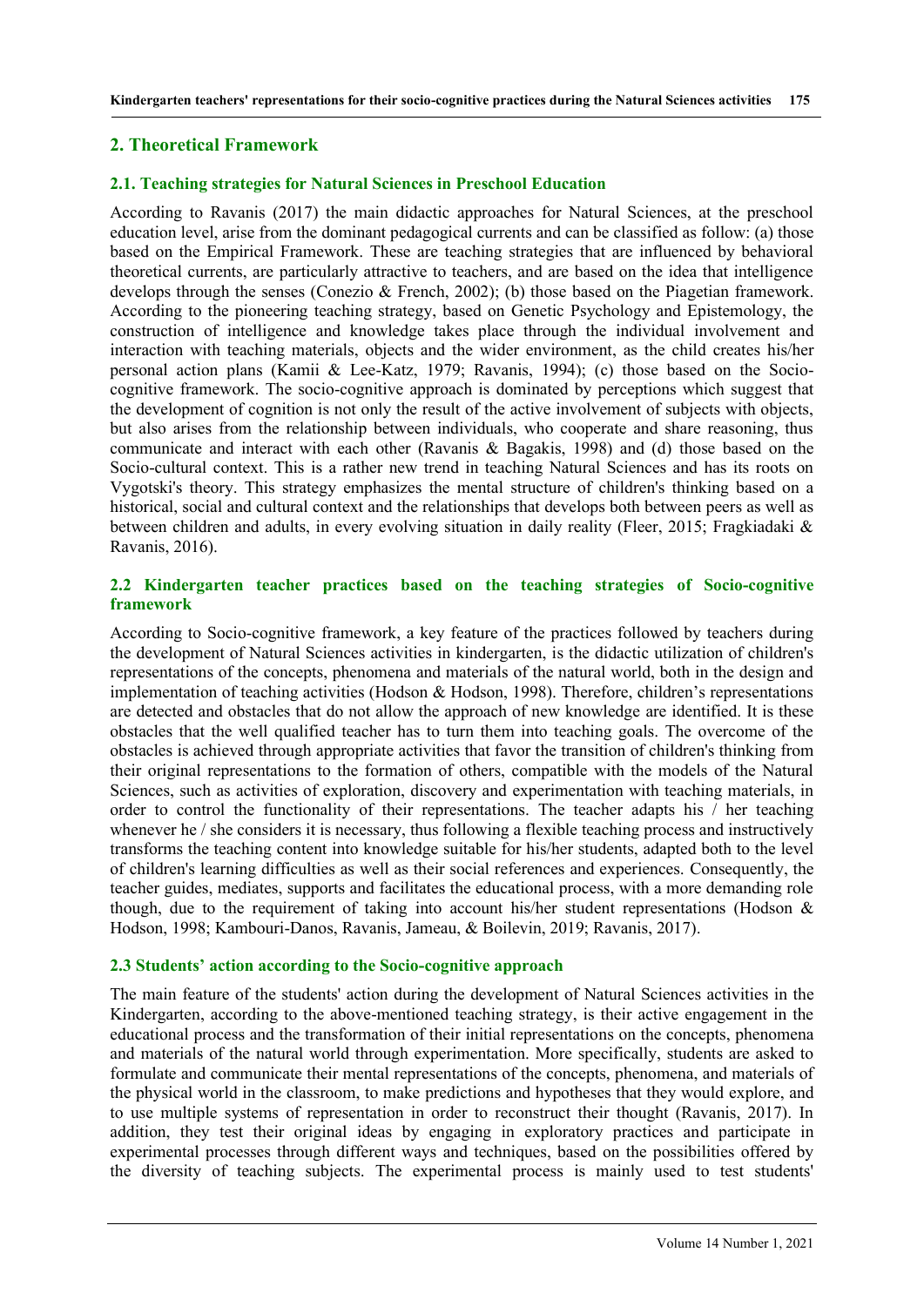## 2. Theoretical Framework

### 2.1. Teaching strategies for Natural Sciences in Preschool Education

According to Ravanis (2017) the main didactic approaches for Natural Sciences, at the preschool education level, arise from the dominant pedagogical currents and can be classified as follow: (a) those based on the Empirical Framework. These are teaching strategies that are influenced by behavioral theoretical currents, are particularly attractive to teachers, and are based on the idea that intelligence develops through the senses (Conezio & French, 2002); (b) those based on the Piagetian framework. According to the pioneering teaching strategy, based on Genetic Psychology and Epistemology, the construction of intelligence and knowledge takes place through the individual involvement and interaction with teaching materials, objects and the wider environment, as the child creates his/her personal action plans (Kamii & Lee-Katz, 1979; Ravanis, 1994); (c) those based on the Socio-cognitive framework. The socio-cognitive approach is dominated by perceptions which suggest that the development of cognition is not only the result of the active involvement of subjects with objects, but also arises from the relationship between individuals, who cooperate and share reasoning, thus communicate and interact with each other (Ravanis & Bagakis, 1998) and (d) those based on the Socio-cultural context. This is a rather new trend in teaching Natural Sciences and has its roots on Vygotski's theory. This strategy emphasizes the mental structure of children's thinking based on a historical, social and cultural context and the relationships that develops both between peers as well as between children and adults, in every evolving situation in daily reality (Fleer, 2015; Fragkiadaki & Ravanis, 2016).

### 2.2 Kindergarten teacher practices based on the teaching strategies of Socio-cognitive framework

According to Socio-cognitive framework, a key feature of the practices followed by teachers during the development of Natural Sciences activities in kindergarten, is the didactic utilization of children's representations of the concepts, phenomena and materials of the natural world, both in the design and implementation of teaching activities (Hodson & Hodson, 1998). Therefore, children's representations are detected and obstacles that do not allow the approach of new knowledge are identified. It is these obstacles that the well qualified teacher has to turn them into teaching goals. The overcome of the obstacles is achieved through appropriate activities that favor the transition of children's thinking from their original representations to the formation of others, compatible with the models of the Natural Sciences, such as activities of exploration, discovery and experimentation with teaching materials, in order to control the functionality of their representations. The teacher adapts his / her teaching whenever he / she considers it is necessary, thus following a flexible teaching process and instructively transforms the teaching content into knowledge suitable for his/her students, adapted both to the level of children's learning difficulties as well as their social references and experiences. Consequently, the teacher guides, mediates, supports and facilitates the educational process, with a more demanding role though, due to the requirement of taking into account his/her student representations (Hodson & Hodson, 1998; Kambouri-Danos, Ravanis, Jameau, & Boilevin, 2019; Ravanis, 2017).

### 2.3 Students' action according to the Socio-cognitive approach

The main feature of the students' action during the development of Natural Sciences activities in the Kindergarten, according to the above-mentioned teaching strategy, is their active engagement in the educational process and the transformation of their initial representations on the concepts, phenomena and materials of the natural world through experimentation. More specifically, students are asked to formulate and communicate their mental representations of the concepts, phenomena, and materials of the physical world in the classroom, to make predictions and hypotheses that they would explore, and to use multiple systems of representation in order to reconstruct their thought (Ravanis, 2017). In addition, they test their original ideas by engaging in exploratory practices and participate in experimental processes through different ways and techniques, based on the possibilities offered by the diversity of teaching subjects. The experimental process is mainly used to test students'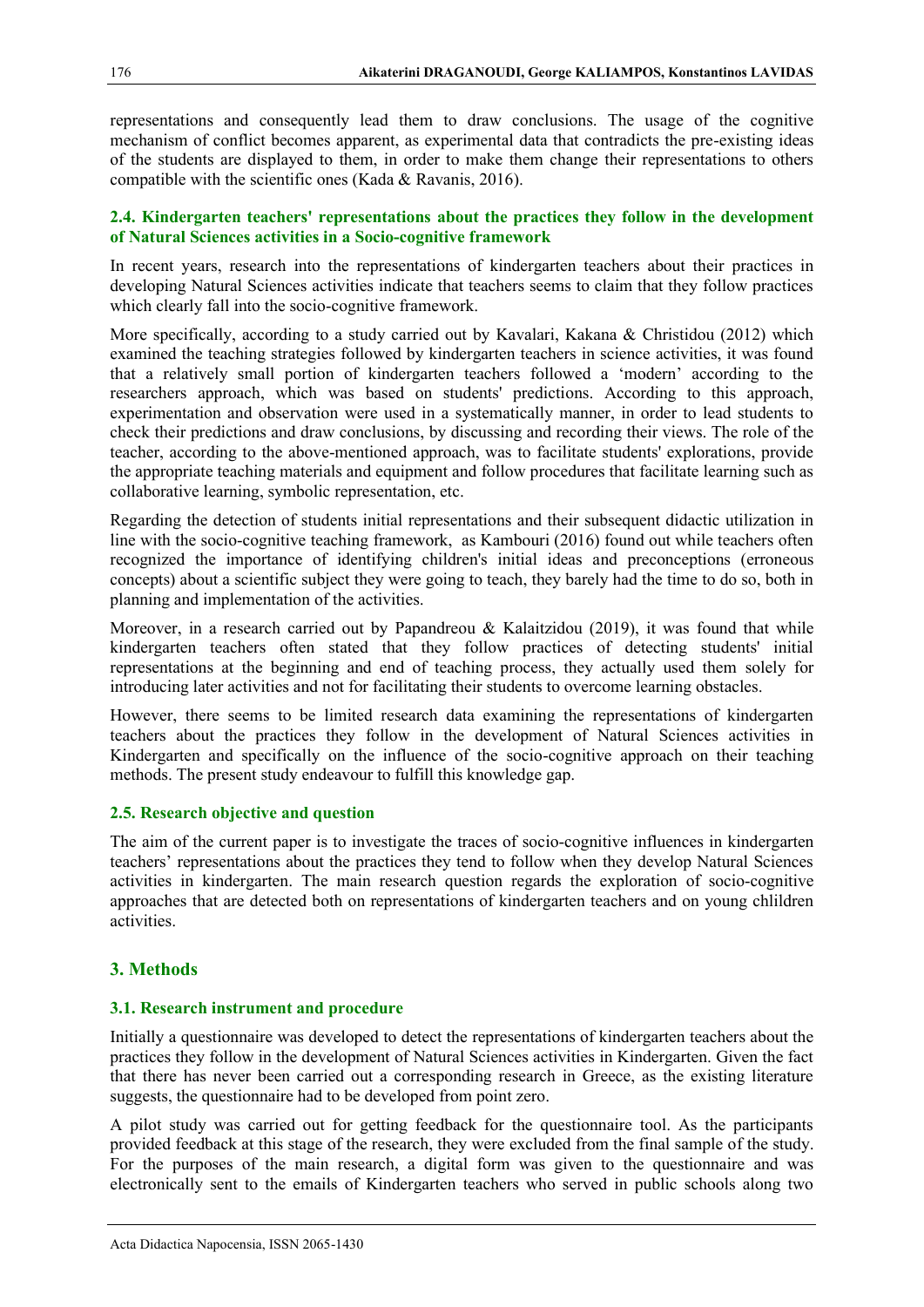representations and consequently lead them to draw conclusions. The usage of the cognitive mechanism of conflict becomes apparent, as experimental data that contradicts the pre-existing ideas of the students are displayed to them, in order to make them change their representations to others compatible with the scientific ones (Kada & Ravanis, 2016).

### 2.4. Kindergarten teachers' representations about the practices they follow in the development of Natural Sciences activities in a Socio-cognitive framework

In recent years, research into the representations of kindergarten teachers about their practices in developing Natural Sciences activities indicate that teachers seems to claim that they follow practices which clearly fall into the socio-cognitive framework.

More specifically, according to a study carried out by Kavalari, Kakana & Christidou (2012) which examined the teaching strategies followed by kindergarten teachers in science activities, it was found that a relatively small portion of kindergarten teachers followed a 'modern' according to the researchers approach, which was based on students' predictions. According to this approach, experimentation and observation were used in a systematically manner, in order to lead students to check their predictions and draw conclusions, by discussing and recording their views. The role of the teacher, according to the above-mentioned approach, was to facilitate students' explorations, provide the appropriate teaching materials and equipment and follow procedures that facilitate learning such as collaborative learning, symbolic representation, etc.

Regarding the detection of students initial representations and their subsequent didactic utilization in line with the socio-cognitive teaching framework, as Kambouri (2016) found out while teachers often recognized the importance of identifying children's initial ideas and preconceptions (erroneous concepts) about a scientific subject they were going to teach, they barely had the time to do so, both in planning and implementation of the activities.

Moreover, in a research carried out by Papandreou & Kalaitzidou (2019), it was found that while kindergarten teachers often stated that they follow practices of detecting students' initial representations at the beginning and end of teaching process, they actually used them solely for introducing later activities and not for facilitating their students to overcome learning obstacles.

However, there seems to be limited research data examining the representations of kindergarten teachers about the practices they follow in the development of Natural Sciences activities in Kindergarten and specifically on the influence of the socio-cognitive approach on their teaching methods. The present study endeavour to fulfill this knowledge gap.

### 2.5. Research objective and question

The aim of the current paper is to investigate the traces of socio-cognitive influences in kindergarten teachers' representations about the practices they tend to follow when they develop Natural Sciences activities in kindergarten. The main research question regards the exploration of socio-cognitive approaches that are detected both on representations of kindergarten teachers and on young chlildren activities.

## 3. Methods

### 3.1. Research instrument and procedure

Initially a questionnaire was developed to detect the representations of kindergarten teachers about the practices they follow in the development of Natural Sciences activities in Kindergarten. Given the fact that there has never been carried out a corresponding research in Greece, as the existing literature suggests, the questionnaire had to be developed from point zero.

A pilot study was carried out for getting feedback for the questionnaire tool. As the participants provided feedback at this stage of the research, they were excluded from the final sample of the study. For the purposes of the main research, a digital form was given to the questionnaire and was electronically sent to the emails of Kindergarten teachers who served in public schools along two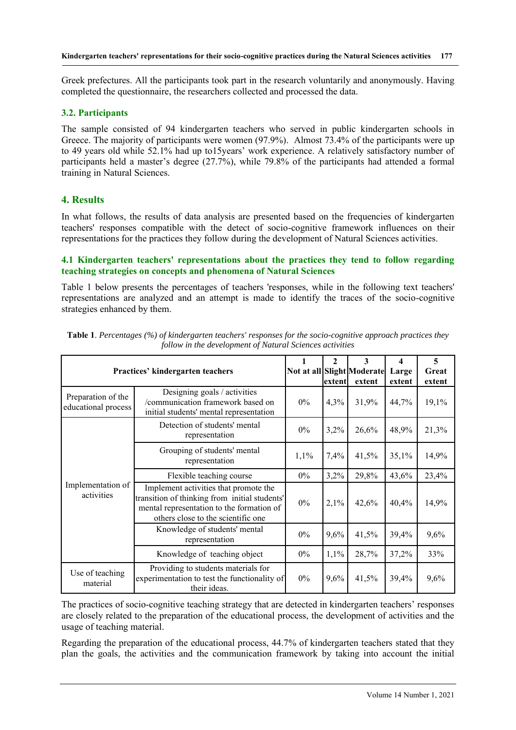Greek prefectures. All the participants took part in the research voluntarily and anonymously. Having completed the questionnaire, the researchers collected and processed the data.

### 3.2. Participants

The sample consisted of 94 kindergarten teachers who served in public kindergarten schools in Greece. The majority of participants were women (97.9%). Almost 73.4% of the participants were up to 49 years old while 52.1% had up to15years' work experience. A relatively satisfactory number of participants held a master's degree (27.7%), while 79.8% of the participants had attended a formal training in Natural Sciences.

## 4. Results

In what follows, the results of data analysis are presented based on the frequencies of kindergarten teachers' responses compatible with the detect of socio-cognitive framework influences on their representations for the practices they follow during the development of Natural Sciences activities.

### 4.1 Kindergarten teachers' representations about the practices they tend to follow regarding teaching strategies on concepts and phenomena of Natural Sciences

Table 1 below presents the percentages of teachers 'responses, while in the following text teachers' representations are analyzed and an attempt is made to identify the traces of the socio-cognitive strategies enhanced by them.

**Table 1**. *Percentages (%) of kindergarten teachers' responses for the socio-cognitive approach practices they follow in the development of Natural Sciences activities*

| Practices' kindergarten teachers | | 1 Not at all | 2 Slight extent | 3 Moderate extent | 4 Large extent | 5 Great extent |
|---|---|---|---|---|---|---|
| Preparation of the educational process | Designing goals / activities /communication framework based on initial students' mental representation | 0% | 4,3% | 31,9% | 44,7% | 19,1% |
| Implementation of activities | Detection of students' mental representation | 0% | 3,2% | 26,6% | 48,9% | 21,3% |
| | Grouping of students' mental representation | 1,1% | 7,4% | 41,5% | 35,1% | 14,9% |
| | Flexible teaching course | 0% | 3,2% | 29,8% | 43,6% | 23,4% |
| | Implement activities that promote the transition of thinking from initial students' mental representation to the formation of others close to the scientific one | 0% | 2,1% | 42,6% | 40,4% | 14,9% |
| | Knowledge of students' mental representation | 0% | 9,6% | 41,5% | 39,4% | 9,6% |
| | Knowledge of teaching object | 0% | 1,1% | 28,7% | 37,2% | 33% |
| Use of teaching material | Providing to students materials for experimentation to test the functionality of their ideas. | 0% | 9,6% | 41,5% | 39,4% | 9,6% |

The practices of socio-cognitive teaching strategy that are detected in kindergarten teachers' responses are closely related to the preparation of the educational process, the development of activities and the usage of teaching material.

Regarding the preparation of the educational process, 44.7% of kindergarten teachers stated that they plan the goals, the activities and the communication framework by taking into account the initial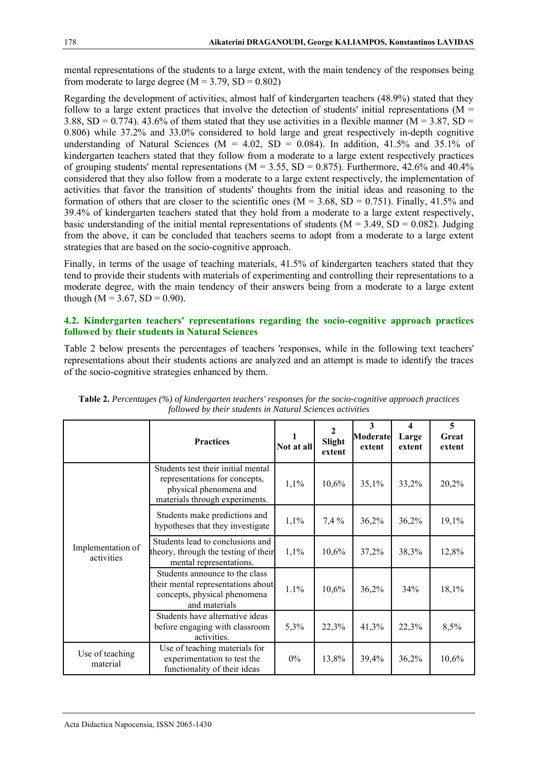mental representations of the students to a large extent, with the main tendency of the responses being from moderate to large degree ($M = 3.79$, $SD = 0.802$)

Regarding the development of activities, almost half of kindergarten teachers (48.9%) stated that they follow to a large extent practices that involve the detection of students' initial representations ($M = 3.88$, $SD = 0.774$). 43.6% of them stated that they use activities in a flexible manner ($M = 3.87$, $SD = 0.806$) while 37.2% and 33.0% considered to hold large and great respectively in-depth cognitive understanding of Natural Sciences ($M = 4.02$, $SD = 0.084$). In addition, 41.5% and 35.1% of kindergarten teachers stated that they follow from a moderate to a large extent respectively practices of grouping students' mental representations ($M = 3.55$, $SD = 0.875$). Furthermore, 42.6% and 40.4% considered that they also follow from a moderate to a large extent respectively, the implementation of activities that favor the transition of students' thoughts from the initial ideas and reasoning to the formation of others that are closer to the scientific ones ($M = 3.68$, $SD = 0.751$). Finally, 41.5% and 39.4% of kindergarten teachers stated that they hold from a moderate to a large extent respectively, basic understanding of the initial mental representations of students ($M = 3.49$, $SD = 0.082$). Judging from the above, it can be concluded that teachers seems to adopt from a moderate to a large extent strategies that are based on the socio-cognitive approach.

Finally, in terms of the usage of teaching materials, 41.5% of kindergarten teachers stated that they tend to provide their students with materials of experimenting and controlling their representations to a moderate degree, with the main tendency of their answers being from a moderate to a large extent though ($M = 3.67$, $SD = 0.90$).

### 4.2. Kindergarten teachers' representations regarding the socio-cognitive approach practices followed by their students in Natural Sciences

Table 2 below presents the percentages of teachers 'responses, while in the following text teachers' representations about their students actions are analyzed and an attempt is made to identify the traces of the socio-cognitive strategies enhanced by them.

**Table 2.** *Percentages (%) of kindergarten teachers' responses for the socio-cognitive approach practices followed by their students in Natural Sciences activities*

| | Practices | 1 Not at all | 2 Slight extent | 3 Moderate extent | 4 Large extent | 5 Great extent |
|---|---|---|---|---|---|---|
| Implementation of activities | Students test their initial mental representations for concepts, physical phenomena and materials through experiments. | 1,1% | 10,6% | 35,1% | 33,2% | 20,2% |
| | Students make predictions and hypotheses that they investigate | 1,1% | 7,4 % | 36,2% | 36,2% | 19,1% |
| | Students lead to conclusions and theory, through the testing of their mental representations. | 1,1% | 10,6% | 37,2% | 38,3% | 12,8% |
| | Students announce to the class their mental representations about concepts, physical phenomena and materials | 1.1% | 10,6% | 36,2% | 34% | 18,1% |
| | Students have alternative ideas before engaging with classroom activities. | 5,3% | 22,3% | 41,3% | 22,3% | 8,5% |
| Use of teaching material | Use of teaching materials for experimentation to test the functionality of their ideas | 0% | 13,8% | 39,4% | 36,2% | 10,6% |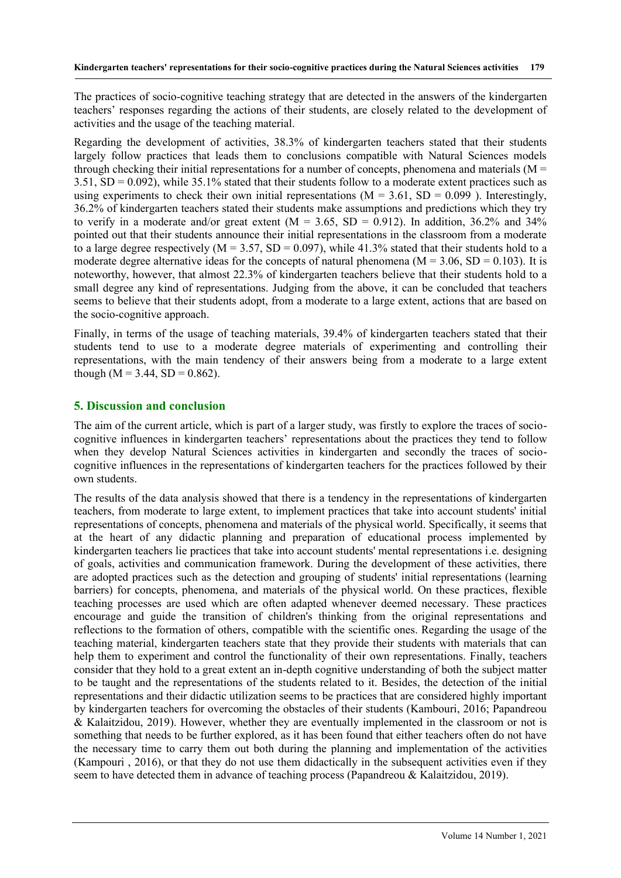The practices of socio-cognitive teaching strategy that are detected in the answers of the kindergarten teachers' responses regarding the actions of their students, are closely related to the development of activities and the usage of the teaching material.

Regarding the development of activities, 38.3% of kindergarten teachers stated that their students largely follow practices that leads them to conclusions compatible with Natural Sciences models through checking their initial representations for a number of concepts, phenomena and materials ($M = 3.51$, $SD = 0.092$), while 35.1% stated that their students follow to a moderate extent practices such as using experiments to check their own initial representations ($M = 3.61$, $SD = 0.099$ ). Interestingly, 36.2% of kindergarten teachers stated their students make assumptions and predictions which they try to verify in a moderate and/or great extent ($M = 3.65$, $SD = 0.912$). In addition, 36.2% and 34% pointed out that their students announce their initial representations in the classroom from a moderate to a large degree respectively ($M = 3.57$, $SD = 0.097$), while 41.3% stated that their students hold to a moderate degree alternative ideas for the concepts of natural phenomena ($M = 3.06$, $SD = 0.103$). It is noteworthy, however, that almost 22.3% of kindergarten teachers believe that their students hold to a small degree any kind of representations. Judging from the above, it can be concluded that teachers seems to believe that their students adopt, from a moderate to a large extent, actions that are based on the socio-cognitive approach.

Finally, in terms of the usage of teaching materials, 39.4% of kindergarten teachers stated that their students tend to use to a moderate degree materials of experimenting and controlling their representations, with the main tendency of their answers being from a moderate to a large extent though ($M = 3.44$, $SD = 0.862$).

## 5. Discussion and conclusion

The aim of the current article, which is part of a larger study, was firstly to explore the traces of socio-cognitive influences in kindergarten teachers' representations about the practices they tend to follow when they develop Natural Sciences activities in kindergarten and secondly the traces of socio-cognitive influences in the representations of kindergarten teachers for the practices followed by their own students.

The results of the data analysis showed that there is a tendency in the representations of kindergarten teachers, from moderate to large extent, to implement practices that take into account students' initial representations of concepts, phenomena and materials of the physical world. Specifically, it seems that at the heart of any didactic planning and preparation of educational process implemented by kindergarten teachers lie practices that take into account students' mental representations i.e. designing of goals, activities and communication framework. During the development of these activities, there are adopted practices such as the detection and grouping of students' initial representations (learning barriers) for concepts, phenomena, and materials of the physical world. On these practices, flexible teaching processes are used which are often adapted whenever deemed necessary. These practices encourage and guide the transition of children's thinking from the original representations and reflections to the formation of others, compatible with the scientific ones. Regarding the usage of the teaching material, kindergarten teachers state that they provide their students with materials that can help them to experiment and control the functionality of their own representations. Finally, teachers consider that they hold to a great extent an in-depth cognitive understanding of both the subject matter to be taught and the representations of the students related to it. Besides, the detection of the initial representations and their didactic utilization seems to be practices that are considered highly important by kindergarten teachers for overcoming the obstacles of their students (Kambouri, 2016; Papandreou & Kalaitzidou, 2019). However, whether they are eventually implemented in the classroom or not is something that needs to be further explored, as it has been found that either teachers often do not have the necessary time to carry them out both during the planning and implementation of the activities (Kampouri , 2016), or that they do not use them didactically in the subsequent activities even if they seem to have detected them in advance of teaching process (Papandreou & Kalaitzidou, 2019).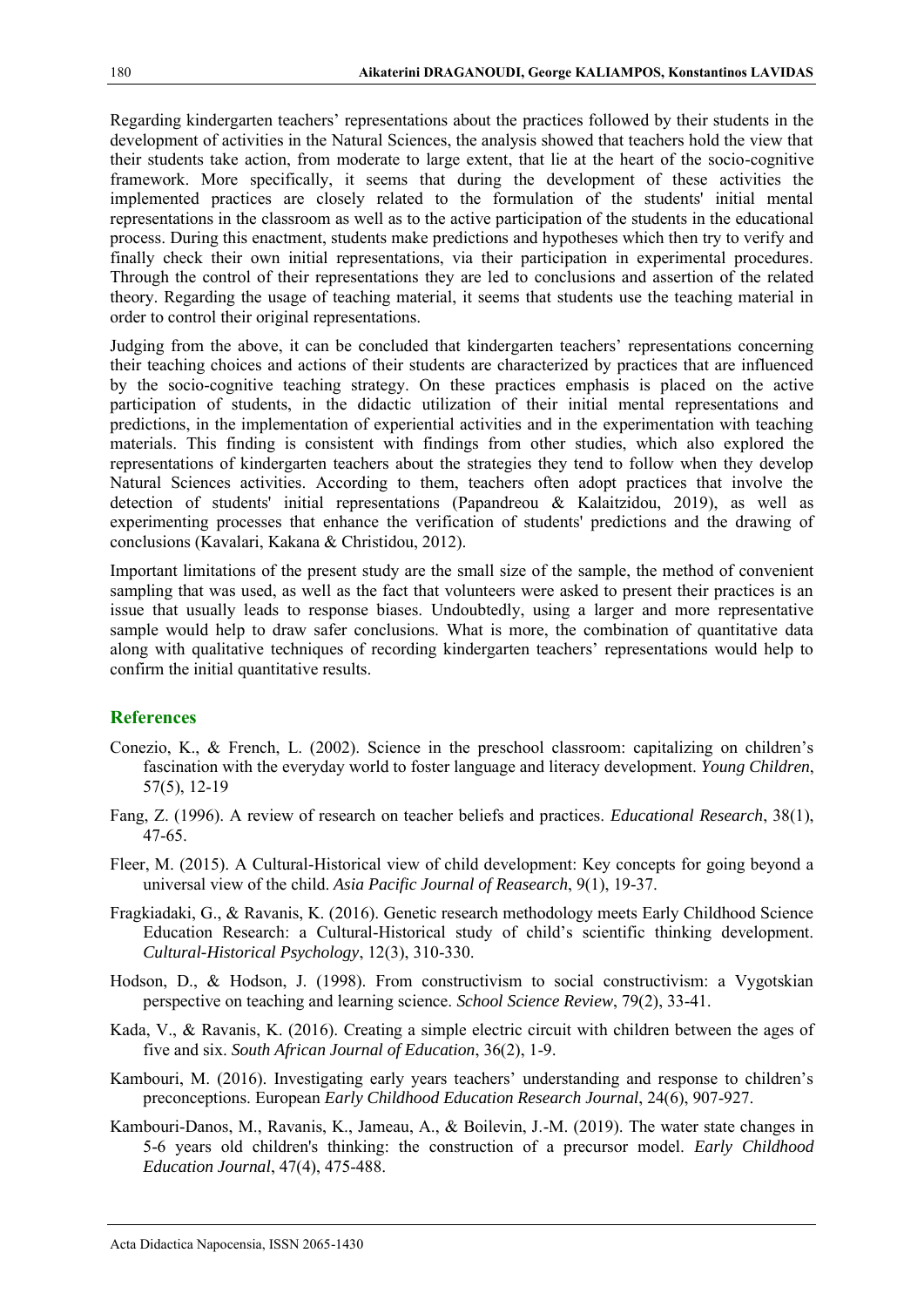Regarding kindergarten teachers' representations about the practices followed by their students in the development of activities in the Natural Sciences, the analysis showed that teachers hold the view that their students take action, from moderate to large extent, that lie at the heart of the socio-cognitive framework. More specifically, it seems that during the development of these activities the implemented practices are closely related to the formulation of the students' initial mental representations in the classroom as well as to the active participation of the students in the educational process. During this enactment, students make predictions and hypotheses which then try to verify and finally check their own initial representations, via their participation in experimental procedures. Through the control of their representations they are led to conclusions and assertion of the related theory. Regarding the usage of teaching material, it seems that students use the teaching material in order to control their original representations.

Judging from the above, it can be concluded that kindergarten teachers' representations concerning their teaching choices and actions of their students are characterized by practices that are influenced by the socio-cognitive teaching strategy. On these practices emphasis is placed on the active participation of students, in the didactic utilization of their initial mental representations and predictions, in the implementation of experiential activities and in the experimentation with teaching materials. This finding is consistent with findings from other studies, which also explored the representations of kindergarten teachers about the strategies they tend to follow when they develop Natural Sciences activities. According to them, teachers often adopt practices that involve the detection of students' initial representations (Papandreou & Kalaitzidou, 2019), as well as experimenting processes that enhance the verification of students' predictions and the drawing of conclusions (Kavalari, Kakana & Christidou, 2012).

Important limitations of the present study are the small size of the sample, the method of convenient sampling that was used, as well as the fact that volunteers were asked to present their practices is an issue that usually leads to response biases. Undoubtedly, using a larger and more representative sample would help to draw safer conclusions. What is more, the combination of quantitative data along with qualitative techniques of recording kindergarten teachers' representations would help to confirm the initial quantitative results.

## References

Conezio, K., & French, L. (2002). Science in the preschool classroom: capitalizing on children's fascination with the everyday world to foster language and literacy development. *Young Children*, 57(5), 12-19

Fang, Z. (1996). A review of research on teacher beliefs and practices. *Educational Research*, 38(1), 47-65.

Fleer, M. (2015). A Cultural-Historical view of child development: Key concepts for going beyond a universal view of the child. *Asia Pacific Journal of Reasearch*, 9(1), 19-37.

Fragkiadaki, G., & Ravanis, K. (2016). Genetic research methodology meets Early Childhood Science Education Research: a Cultural-Historical study of child's scientific thinking development. *Cultural-Historical Psychology*, 12(3), 310-330.

Hodson, D., & Hodson, J. (1998). From constructivism to social constructivism: a Vygotskian perspective on teaching and learning science. *School Science Review*, 79(2), 33-41.

Kada, V., & Ravanis, K. (2016). Creating a simple electric circuit with children between the ages of five and six. *South African Journal of Education*, 36(2), 1-9.

Kambouri, M. (2016). Investigating early years teachers' understanding and response to children's preconceptions. European *Early Childhood Education Research Journal*, 24(6), 907-927.

Kambouri-Danos, M., Ravanis, K., Jameau, A., & Boilevin, J.-M. (2019). The water state changes in 5-6 years old children's thinking: the construction of a precursor model. *Early Childhood Education Journal*, 47(4), 475-488.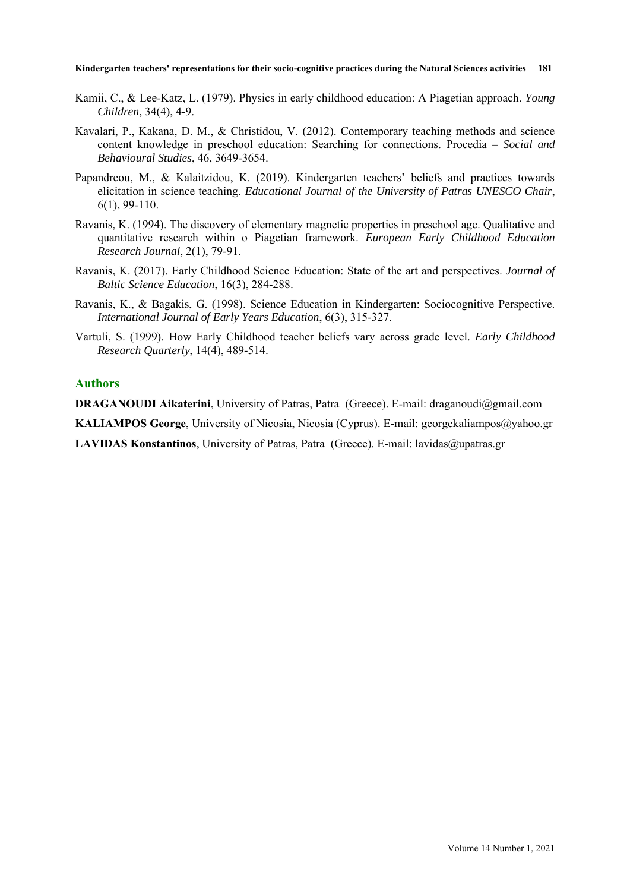Kamii, C., & Lee-Katz, L. (1979). Physics in early childhood education: A Piagetian approach. *Young Children*, 34(4), 4-9.

Kavalari, P., Kakana, D. M., & Christidou, V. (2012). Contemporary teaching methods and science content knowledge in preschool education: Searching for connections. Procedia – *Social and Behavioural Studies*, 46, 3649-3654.

Papandreou, M., & Kalaitzidou, K. (2019). Kindergarten teachers' beliefs and practices towards elicitation in science teaching. *Educational Journal of the University of Patras UNESCO Chair*, 6(1), 99-110.

Ravanis, K. (1994). The discovery of elementary magnetic properties in preschool age. Qualitative and quantitative research within o Piagetian framework. *European Early Childhood Education Research Journal*, 2(1), 79-91.

Ravanis, K. (2017). Early Childhood Science Education: State of the art and perspectives. *Journal of Baltic Science Education*, 16(3), 284-288.

Ravanis, K., & Bagakis, G. (1998). Science Education in Kindergarten: Sociocognitive Perspective. *International Journal of Early Years Education*, 6(3), 315-327.

Vartuli, S. (1999). How Early Childhood teacher beliefs vary across grade level. *Early Childhood Research Quarterly*, 14(4), 489-514.

## Authors

**DRAGANOUDI Aikaterini**, University of Patras, Patra (Greece). E-mail: draganoudi@gmail.com

**KALIAMPOS George**, University of Nicosia, Nicosia (Cyprus). E-mail: georgekaliampos@yahoo.gr

**LAVIDAS Konstantinos**, University of Patras, Patra (Greece). E-mail: lavidas@upatras.gr